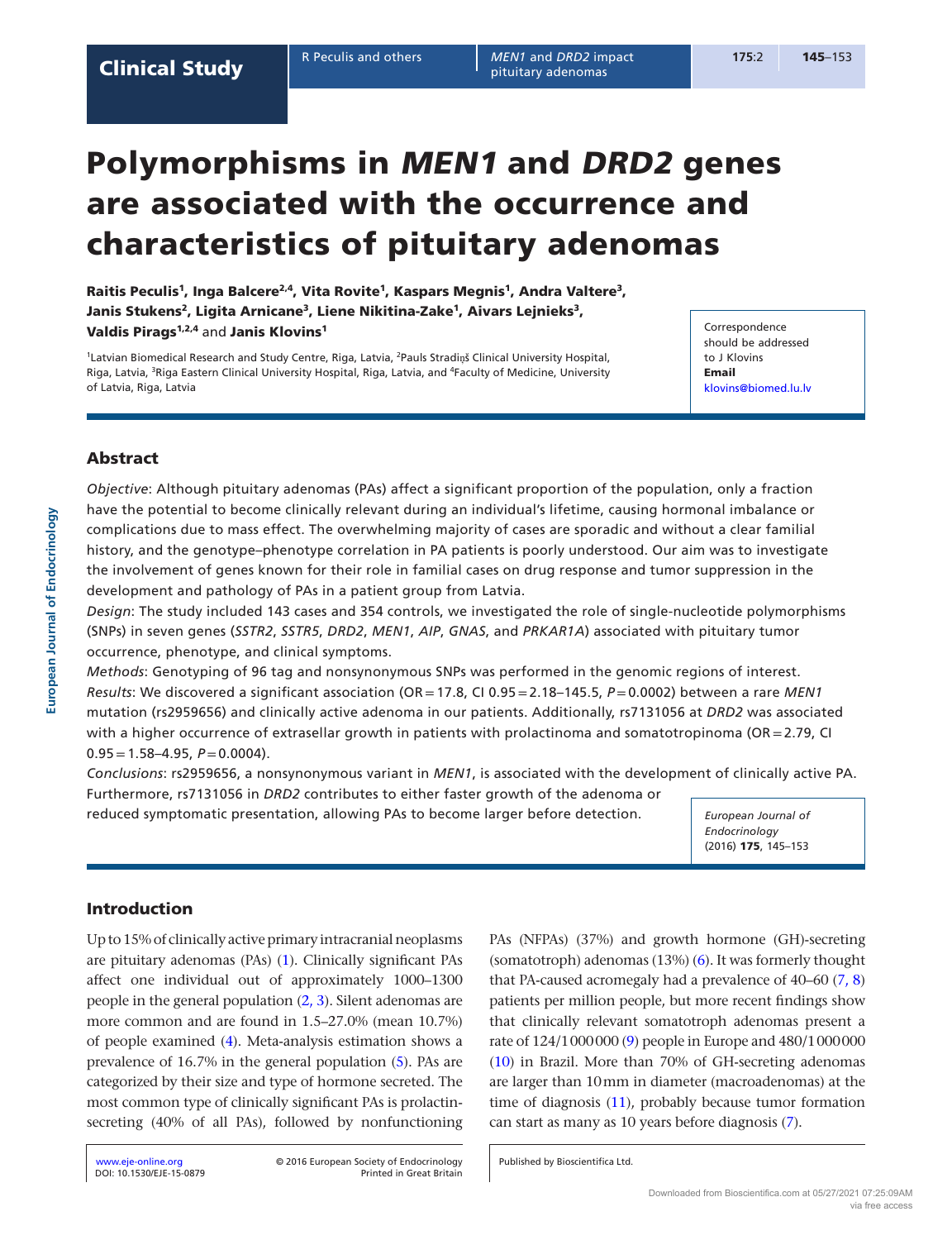# Polymorphisms in *MEN1* and *DRD2* genes are associated with the occurrence and characteristics of pituitary adenomas

**Raitis Peculis[1], Inga Balcere[2,4], Vita Rovite[1], Kaspars Megnis[1], Andra Valtere[3], Janis Stukens[2], Ligita Arnicane[3], Liene Nikitina-Zake[1], Aivars Lejnieks[3], Valdis Pirags[1,2,4] and Janis Klovins[1]**

[1]Latvian Biomedical Research and Study Centre, Riga, Latvia, [2]Pauls Stradiņš Clinical University Hospital, Riga, Latvia, [3]Riga Eastern Clinical University Hospital, Riga, Latvia, and [4]Faculty of Medicine, University of Latvia, Riga, Latvia

Correspondence should be addressed to J Klovins
**Email**
klovins@biomed.lu.lv

## Abstract

*Objective*: Although pituitary adenomas (PAs) affect a significant proportion of the population, only a fraction have the potential to become clinically relevant during an individual's lifetime, causing hormonal imbalance or complications due to mass effect. The overwhelming majority of cases are sporadic and without a clear familial history, and the genotype–phenotype correlation in PA patients is poorly understood. Our aim was to investigate the involvement of genes known for their role in familial cases on drug response and tumor suppression in the development and pathology of PAs in a patient group from Latvia.

*Design*: The study included 143 cases and 354 controls, we investigated the role of single-nucleotide polymorphisms (SNPs) in seven genes (*SSTR2*, *SSTR5*, *DRD2*, *MEN1*, *AIP*, *GNAS*, and *PRKAR1A*) associated with pituitary tumor occurrence, phenotype, and clinical symptoms.

*Methods*: Genotyping of 96 tag and nonsynonymous SNPs was performed in the genomic regions of interest.

*Results*: We discovered a significant association (OR = 17.8, CI 0.95 = 2.18–145.5, $P = 0.0002$) between a rare *MEN1* mutation (rs2959656) and clinically active adenoma in our patients. Additionally, rs7131056 at *DRD2* was associated with a higher occurrence of extrasellar growth in patients with prolactinoma and somatotropinoma (OR = 2.79, CI 0.95 = 1.58–4.95, $P = 0.0004$).

*Conclusions*: rs2959656, a nonsynonymous variant in *MEN1*, is associated with the development of clinically active PA. Furthermore, rs7131056 in *DRD2* contributes to either faster growth of the adenoma or reduced symptomatic presentation, allowing PAs to become larger before detection.

*European Journal of Endocrinology* (2016) **175**, 145–153

## Introduction

Up to 15% of clinically active primary intracranial neoplasms are pituitary adenomas (PAs) (1). Clinically significant PAs affect one individual out of approximately 1000–1300 people in the general population (2, 3). Silent adenomas are more common and are found in 1.5–27.0% (mean 10.7%) of people examined (4). Meta-analysis estimation shows a prevalence of 16.7% in the general population (5). PAs are categorized by their size and type of hormone secreted. The most common type of clinically significant PAs is prolactin-secreting (40% of all PAs), followed by nonfunctioning PAs (NFPAs) (37%) and growth hormone (GH)-secreting (somatotroph) adenomas (13%) (6). It was formerly thought that PA-caused acromegaly had a prevalence of 40–60 (7, 8) patients per million people, but more recent findings show that clinically relevant somatotroph adenomas present a rate of 124/1 000 000 (9) people in Europe and 480/1 000 000 (10) in Brazil. More than 70% of GH-secreting adenomas are larger than 10 mm in diameter (macroadenomas) at the time of diagnosis (11), probably because tumor formation can start as many as 10 years before diagnosis (7).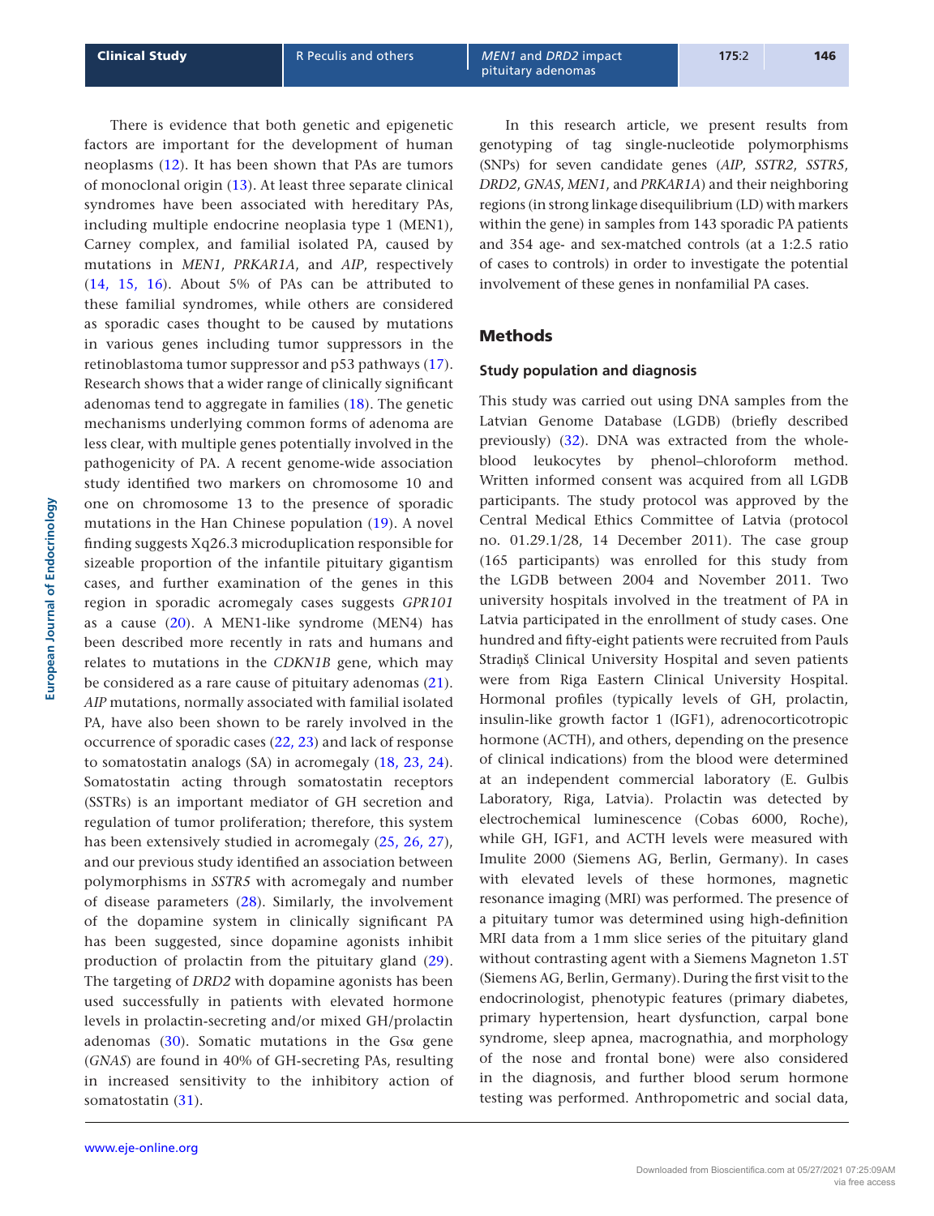There is evidence that both genetic and epigenetic factors are important for the development of human neoplasms (12). It has been shown that PAs are tumors of monoclonal origin (13). At least three separate clinical syndromes have been associated with hereditary PAs, including multiple endocrine neoplasia type 1 (MEN1), Carney complex, and familial isolated PA, caused by mutations in *MEN1*, *PRKAR1A*, and *AIP*, respectively (14, 15, 16). About 5% of PAs can be attributed to these familial syndromes, while others are considered as sporadic cases thought to be caused by mutations in various genes including tumor suppressors in the retinoblastoma tumor suppressor and p53 pathways (17). Research shows that a wider range of clinically significant adenomas tend to aggregate in families (18). The genetic mechanisms underlying common forms of adenoma are less clear, with multiple genes potentially involved in the pathogenicity of PA. A recent genome-wide association study identified two markers on chromosome 10 and one on chromosome 13 to the presence of sporadic mutations in the Han Chinese population (19). A novel finding suggests Xq26.3 microduplication responsible for sizeable proportion of the infantile pituitary gigantism cases, and further examination of the genes in this region in sporadic acromegaly cases suggests *GPR101* as a cause (20). A MEN1-like syndrome (MEN4) has been described more recently in rats and humans and relates to mutations in the *CDKN1B* gene, which may be considered as a rare cause of pituitary adenomas (21). *AIP* mutations, normally associated with familial isolated PA, have also been shown to be rarely involved in the occurrence of sporadic cases (22, 23) and lack of response to somatostatin analogs (SA) in acromegaly (18, 23, 24). Somatostatin acting through somatostatin receptors (SSTRs) is an important mediator of GH secretion and regulation of tumor proliferation; therefore, this system has been extensively studied in acromegaly (25, 26, 27), and our previous study identified an association between polymorphisms in *SSTR5* with acromegaly and number of disease parameters (28). Similarly, the involvement of the dopamine system in clinically significant PA has been suggested, since dopamine agonists inhibit production of prolactin from the pituitary gland (29). The targeting of *DRD2* with dopamine agonists has been used successfully in patients with elevated hormone levels in prolactin-secreting and/or mixed GH/prolactin adenomas (30). Somatic mutations in the Gsα gene (*GNAS*) are found in 40% of GH-secreting PAs, resulting in increased sensitivity to the inhibitory action of somatostatin (31).

In this research article, we present results from genotyping of tag single-nucleotide polymorphisms (SNPs) for seven candidate genes (*AIP*, *SSTR2*, *SSTR5*, *DRD2*, *GNAS*, *MEN1*, and *PRKAR1A*) and their neighboring regions (in strong linkage disequilibrium (LD) with markers within the gene) in samples from 143 sporadic PA patients and 354 age- and sex-matched controls (at a 1:2.5 ratio of cases to controls) in order to investigate the potential involvement of these genes in nonfamilial PA cases.

## Methods

### Study population and diagnosis

This study was carried out using DNA samples from the Latvian Genome Database (LGDB) (briefly described previously) (32). DNA was extracted from the whole-blood leukocytes by phenol–chloroform method. Written informed consent was acquired from all LGDB participants. The study protocol was approved by the Central Medical Ethics Committee of Latvia (protocol no. 01.29.1/28, 14 December 2011). The case group (165 participants) was enrolled for this study from the LGDB between 2004 and November 2011. Two university hospitals involved in the treatment of PA in Latvia participated in the enrollment of study cases. One hundred and fifty-eight patients were recruited from Pauls Stradiņš Clinical University Hospital and seven patients were from Riga Eastern Clinical University Hospital. Hormonal profiles (typically levels of GH, prolactin, insulin-like growth factor 1 (IGF1), adrenocorticotropic hormone (ACTH), and others, depending on the presence of clinical indications) from the blood were determined at an independent commercial laboratory (E. Gulbis Laboratory, Riga, Latvia). Prolactin was detected by electrochemical luminescence (Cobas 6000, Roche), while GH, IGF1, and ACTH levels were measured with Imulite 2000 (Siemens AG, Berlin, Germany). In cases with elevated levels of these hormones, magnetic resonance imaging (MRI) was performed. The presence of a pituitary tumor was determined using high-definition MRI data from a 1 mm slice series of the pituitary gland without contrasting agent with a Siemens Magneton 1.5T (Siemens AG, Berlin, Germany). During the first visit to the endocrinologist, phenotypic features (primary diabetes, primary hypertension, heart dysfunction, carpal bone syndrome, sleep apnea, macrognathia, and morphology of the nose and frontal bone) were also considered in the diagnosis, and further blood serum hormone testing was performed. Anthropometric and social data,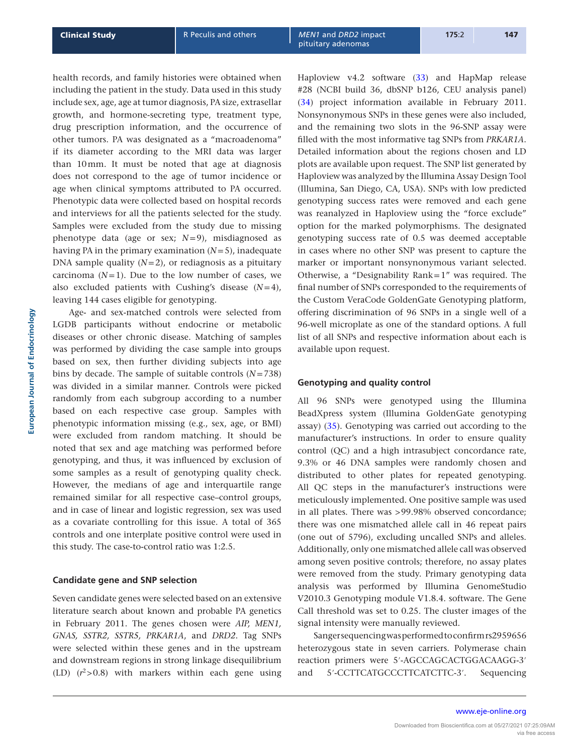health records, and family histories were obtained when including the patient in the study. Data used in this study include sex, age, age at tumor diagnosis, PA size, extrasellar growth, and hormone-secreting type, treatment type, drug prescription information, and the occurrence of other tumors. PA was designated as a "macroadenoma" if its diameter according to the MRI data was larger than 10 mm. It must be noted that age at diagnosis does not correspond to the age of tumor incidence or age when clinical symptoms attributed to PA occurred. Phenotypic data were collected based on hospital records and interviews for all the patients selected for the study. Samples were excluded from the study due to missing phenotype data (age or sex; $N=9$), misdiagnosed as having PA in the primary examination ($N=5$), inadequate DNA sample quality ($N=2$), or rediagnosis as a pituitary carcinoma ($N=1$). Due to the low number of cases, we also excluded patients with Cushing's disease ($N=4$), leaving 144 cases eligible for genotyping.

Age- and sex-matched controls were selected from LGDB participants without endocrine or metabolic diseases or other chronic disease. Matching of samples was performed by dividing the case sample into groups based on sex, then further dividing subjects into age bins by decade. The sample of suitable controls ($N=738$) was divided in a similar manner. Controls were picked randomly from each subgroup according to a number based on each respective case group. Samples with phenotypic information missing (e.g., sex, age, or BMI) were excluded from random matching. It should be noted that sex and age matching was performed before genotyping, and thus, it was influenced by exclusion of some samples as a result of genotyping quality check. However, the medians of age and interquartile range remained similar for all respective case–control groups, and in case of linear and logistic regression, sex was used as a covariate controlling for this issue. A total of 365 controls and one interplate positive control were used in this study. The case-to-control ratio was 1:2.5.

### Candidate gene and SNP selection

Seven candidate genes were selected based on an extensive literature search about known and probable PA genetics in February 2011. The genes chosen were *AIP, MEN1, GNAS, SSTR2, SSTR5, PRKAR1A*, and *DRD2*. Tag SNPs were selected within these genes and in the upstream and downstream regions in strong linkage disequilibrium (LD) ($r^2>0.8$) with markers within each gene using Haploview v4.2 software (33) and HapMap release #28 (NCBI build 36, dbSNP b126, CEU analysis panel) (34) project information available in February 2011. Nonsynonymous SNPs in these genes were also included, and the remaining two slots in the 96-SNP assay were filled with the most informative tag SNPs from *PRKAR1A*. Detailed information about the regions chosen and LD plots are available upon request. The SNP list generated by Haploview was analyzed by the Illumina Assay Design Tool (Illumina, San Diego, CA, USA). SNPs with low predicted genotyping success rates were removed and each gene was reanalyzed in Haploview using the "force exclude" option for the marked polymorphisms. The designated genotyping success rate of 0.5 was deemed acceptable in cases where no other SNP was present to capture the marker or important nonsynonymous variant selected. Otherwise, a "Designability Rank=1" was required. The final number of SNPs corresponded to the requirements of the Custom VeraCode GoldenGate Genotyping platform, offering discrimination of 96 SNPs in a single well of a 96-well microplate as one of the standard options. A full list of all SNPs and respective information about each is available upon request.

### Genotyping and quality control

All 96 SNPs were genotyped using the Illumina BeadXpress system (Illumina GoldenGate genotyping assay) (35). Genotyping was carried out according to the manufacturer's instructions. In order to ensure quality control (QC) and a high intrasubject concordance rate, 9.3% or 46 DNA samples were randomly chosen and distributed to other plates for repeated genotyping. All QC steps in the manufacturer's instructions were meticulously implemented. One positive sample was used in all plates. There was >99.98% observed concordance; there was one mismatched allele call in 46 repeat pairs (one out of 5796), excluding uncalled SNPs and alleles. Additionally, only one mismatched allele call was observed among seven positive controls; therefore, no assay plates were removed from the study. Primary genotyping data analysis was performed by Illumina GenomeStudio V2010.3 Genotyping module V1.8.4. software. The Gene Call threshold was set to 0.25. The cluster images of the signal intensity were manually reviewed.

Sanger sequencing was performed to confirm rs2959656 heterozygous state in seven carriers. Polymerase chain reaction primers were 5′-AGCCAGCACTGGACAAGG-3′ and 5′-CCTTCATGCCCTTCATCTTC-3′. Sequencing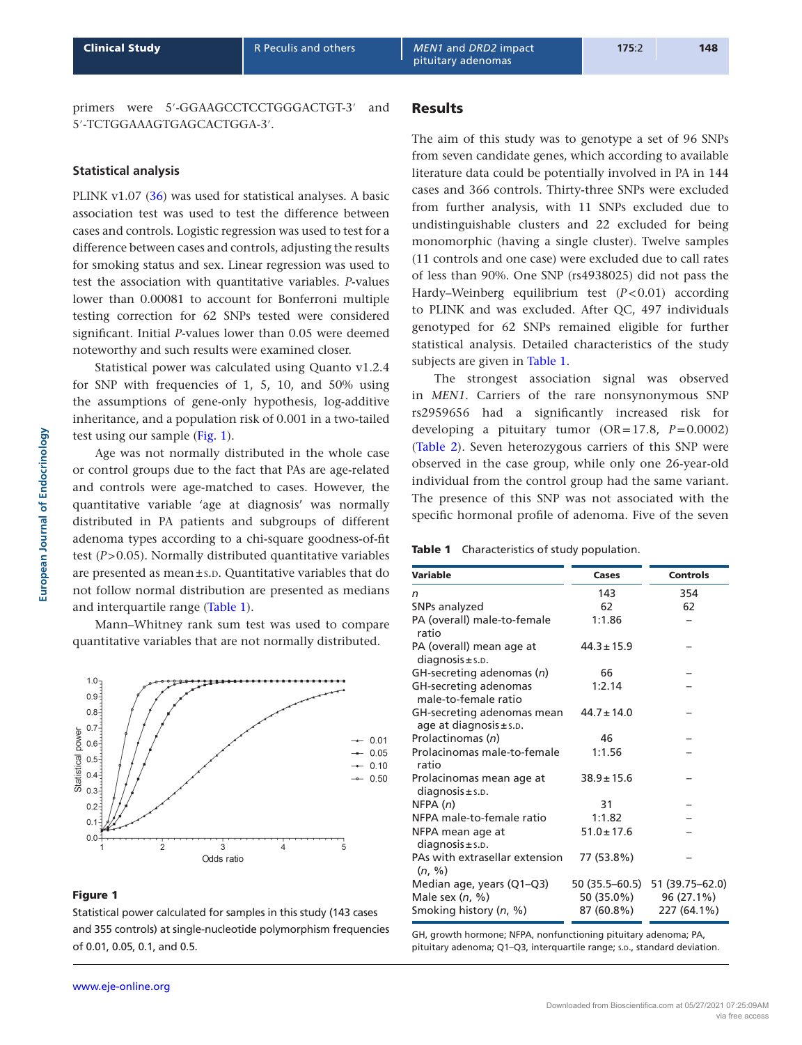primers were 5′-GGAAGCCTCCTGGGACTGT-3′ and 5′-TCTGGAAAGTGAGCACTGGA-3′.

### Statistical analysis

PLINK v1.07 (36) was used for statistical analyses. A basic association test was used to test the difference between cases and controls. Logistic regression was used to test for a difference between cases and controls, adjusting the results for smoking status and sex. Linear regression was used to test the association with quantitative variables. *P*-values lower than 0.00081 to account for Bonferroni multiple testing correction for 62 SNPs tested were considered significant. Initial *P*-values lower than 0.05 were deemed noteworthy and such results were examined closer.

Statistical power was calculated using Quanto v1.2.4 for SNP with frequencies of 1, 5, 10, and 50% using the assumptions of gene-only hypothesis, log-additive inheritance, and a population risk of 0.001 in a two-tailed test using our sample (Fig. 1).

Age was not normally distributed in the whole case or control groups due to the fact that PAs are age-related and controls were age-matched to cases. However, the quantitative variable 'age at diagnosis' was normally distributed in PA patients and subgroups of different adenoma types according to a chi-square goodness-of-fit test ($P>0.05$). Normally distributed quantitative variables are presented as mean ± s.d. Quantitative variables that do not follow normal distribution are presented as medians and interquartile range (Table 1).

Mann–Whitney rank sum test was used to compare quantitative variables that are not normally distributed.

**Figure 1**

Statistical power calculated for samples in this study (143 cases and 355 controls) at single-nucleotide polymorphism frequencies of 0.01, 0.05, 0.1, and 0.5.

## Results

The aim of this study was to genotype a set of 96 SNPs from seven candidate genes, which according to available literature data could be potentially involved in PA in 144 cases and 366 controls. Thirty-three SNPs were excluded from further analysis, with 11 SNPs excluded due to undistinguishable clusters and 22 excluded for being monomorphic (having a single cluster). Twelve samples (11 controls and one case) were excluded due to call rates of less than 90%. One SNP (rs4938025) did not pass the Hardy–Weinberg equilibrium test ($P<0.01$) according to PLINK and was excluded. After QC, 497 individuals genotyped for 62 SNPs remained eligible for further statistical analysis. Detailed characteristics of the study subjects are given in Table 1.

The strongest association signal was observed in *MEN1*. Carriers of the rare nonsynonymous SNP rs2959656 had a significantly increased risk for developing a pituitary tumor (OR = 17.8, $P=0.0002$) (Table 2). Seven heterozygous carriers of this SNP were observed in the case group, while only one 26-year-old individual from the control group had the same variant. The presence of this SNP was not associated with the specific hormonal profile of adenoma. Five of the seven

**Table 1** Characteristics of study population.

| Variable | Cases | Controls |
|---|---|---|
| *n* | 143 | 354 |
| SNPs analyzed | 62 | 62 |
| PA (overall) male-to-female ratio | 1:1.86 | – |
| PA (overall) mean age at diagnosis ± s.d. | 44.3 ± 15.9 | – |
| GH-secreting adenomas (*n*) | 66 | – |
| GH-secreting adenomas male-to-female ratio | 1:2.14 | – |
| GH-secreting adenomas mean age at diagnosis ± s.d. | 44.7 ± 14.0 | – |
| Prolactinomas (*n*) | 46 | – |
| Prolacinomas male-to-female ratio | 1:1.56 | – |
| Prolacinomas mean age at diagnosis ± s.d. | 38.9 ± 15.6 | – |
| NFPA (*n*) | 31 | – |
| NFPA male-to-female ratio | 1:1.82 | – |
| NFPA mean age at diagnosis ± s.d. | 51.0 ± 17.6 | – |
| PAs with extrasellar extension (*n*, %) | 77 (53.8%) | – |
| Median age, years (Q1–Q3) | 50 (35.5–60.5) | 51 (39.75–62.0) |
| Male sex (*n*, %) | 50 (35.0%) | 96 (27.1%) |
| Smoking history (*n*, %) | 87 (60.8%) | 227 (64.1%) |

GH, growth hormone; NFPA, nonfunctioning pituitary adenoma; PA, pituitary adenoma; Q1–Q3, interquartile range; s.d., standard deviation.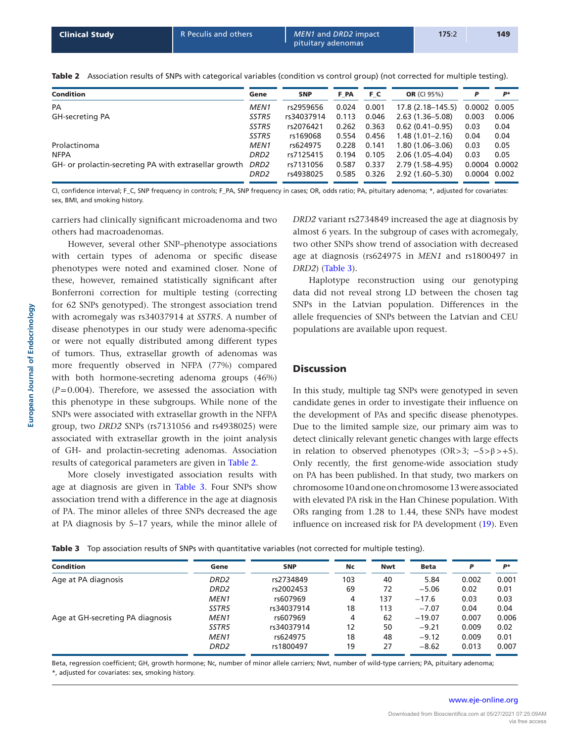**Table 2** Association results of SNPs with categorical variables (condition vs control group) (not corrected for multiple testing).

| Condition | Gene | SNP | F_PA | F_C | OR (CI 95%) | *P* | *P** |
|---|---|---|---|---|---|---|---|
| PA | *MEN1* | rs2959656 | 0.024 | 0.001 | 17.8 (2.18–145.5) | 0.0002 | 0.005 |
| GH-secreting PA | *SSTR5* | rs34037914 | 0.113 | 0.046 | 2.63 (1.36–5.08) | 0.003 | 0.006 |
| | *SSTR5* | rs2076421 | 0.262 | 0.363 | 0.62 (0.41–0.95) | 0.03 | 0.04 |
| | *SSTR5* | rs169068 | 0.554 | 0.456 | 1.48 (1.01–2.16) | 0.04 | 0.04 |
| Prolactinoma | *MEN1* | rs624975 | 0.228 | 0.141 | 1.80 (1.06–3.06) | 0.03 | 0.05 |
| NFPA | *DRD2* | rs7125415 | 0.194 | 0.105 | 2.06 (1.05–4.04) | 0.03 | 0.05 |
| GH- or prolactin-secreting PA with extrasellar growth | *DRD2* | rs7131056 | 0.587 | 0.337 | 2.79 (1.58–4.95) | 0.0004 | 0.0002 |
| | *DRD2* | rs4938025 | 0.585 | 0.326 | 2.92 (1.60–5.30) | 0.0004 | 0.002 |

CI, confidence interval; F_C, SNP frequency in controls; F_PA, SNP frequency in cases; OR, odds ratio; PA, pituitary adenoma; *, adjusted for covariates: sex, BMI, and smoking history.

carriers had clinically significant microadenoma and two others had macroadenomas.

However, several other SNP–phenotype associations with certain types of adenoma or specific disease phenotypes were noted and examined closer. None of these, however, remained statistically significant after Bonferroni correction for multiple testing (correcting for 62 SNPs genotyped). The strongest association trend with acromegaly was rs34037914 at *SSTR5*. A number of disease phenotypes in our study were adenoma-specific or were not equally distributed among different types of tumors. Thus, extrasellar growth of adenomas was more frequently observed in NFPA (77%) compared with both hormone-secreting adenoma groups (46%) ($P=0.004$). Therefore, we assessed the association with this phenotype in these subgroups. While none of the SNPs were associated with extrasellar growth in the NFPA group, two *DRD2* SNPs (rs7131056 and rs4938025) were associated with extrasellar growth in the joint analysis of GH- and prolactin-secreting adenomas. Association results of categorical parameters are given in Table 2.

More closely investigated association results with age at diagnosis are given in Table 3. Four SNPs show association trend with a difference in the age at diagnosis of PA. The minor alleles of three SNPs decreased the age at PA diagnosis by 5–17 years, while the minor allele of *DRD2* variant rs2734849 increased the age at diagnosis by almost 6 years. In the subgroup of cases with acromegaly, two other SNPs show trend of association with decreased age at diagnosis (rs624975 in *MEN1* and rs1800497 in *DRD2*) (Table 3).

Haplotype reconstruction using our genotyping data did not reveal strong LD between the chosen tag SNPs in the Latvian population. Differences in the allele frequencies of SNPs between the Latvian and CEU populations are available upon request.

## Discussion

In this study, multiple tag SNPs were genotyped in seven candidate genes in order to investigate their influence on the development of PAs and specific disease phenotypes. Due to the limited sample size, our primary aim was to detect clinically relevant genetic changes with large effects in relation to observed phenotypes (OR>3; $-5>\beta>+5$). Only recently, the first genome-wide association study on PA has been published. In that study, two markers on chromosome 10 and one on chromosome 13 were associated with elevated PA risk in the Han Chinese population. With ORs ranging from 1.28 to 1.44, these SNPs have modest influence on increased risk for PA development (19). Even

**Table 3** Top association results of SNPs with quantitative variables (not corrected for multiple testing).

| Condition | Gene | SNP | Nc | Nwt | Beta | *P* | *P** |
|---|---|---|---|---|---|---|---|
| Age at PA diagnosis | *DRD2* | rs2734849 | 103 | 40 | 5.84 | 0.002 | 0.001 |
| | *DRD2* | rs2002453 | 69 | 72 | −5.06 | 0.02 | 0.01 |
| | *MEN1* | rs607969 | 4 | 137 | −17.6 | 0.03 | 0.03 |
| | *SSTR5* | rs34037914 | 18 | 113 | −7.07 | 0.04 | 0.04 |
| Age at GH-secreting PA diagnosis | *MEN1* | rs607969 | 4 | 62 | −19.07 | 0.007 | 0.006 |
| | *SSTR5* | rs34037914 | 12 | 50 | −9.21 | 0.009 | 0.02 |
| | *MEN1* | rs624975 | 18 | 48 | −9.12 | 0.009 | 0.01 |
| | *DRD2* | rs1800497 | 19 | 27 | −8.62 | 0.013 | 0.007 |

Beta, regression coefficient; GH, growth hormone; Nc, number of minor allele carriers; Nwt, number of wild-type carriers; PA, pituitary adenoma; *, adjusted for covariates: sex, smoking history.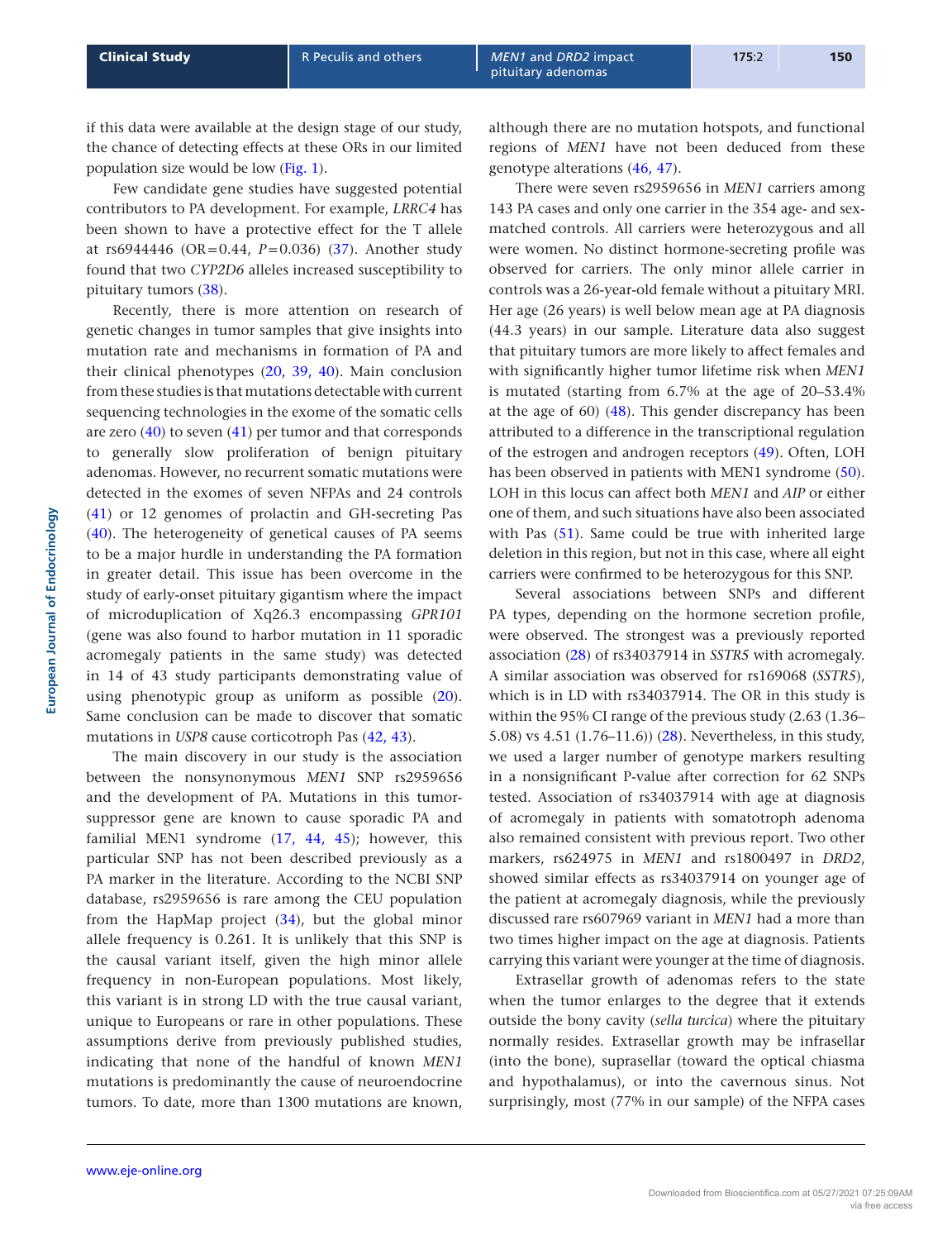if this data were available at the design stage of our study, the chance of detecting effects at these ORs in our limited population size would be low (Fig. 1).

Few candidate gene studies have suggested potential contributors to PA development. For example, *LRRC4* has been shown to have a protective effect for the T allele at rs6944446 (OR=0.44, *P*=0.036) (37). Another study found that two *CYP2D6* alleles increased susceptibility to pituitary tumors (38).

Recently, there is more attention on research of genetic changes in tumor samples that give insights into mutation rate and mechanisms in formation of PA and their clinical phenotypes (20, 39, 40). Main conclusion from these studies is that mutations detectable with current sequencing technologies in the exome of the somatic cells are zero (40) to seven (41) per tumor and that corresponds to generally slow proliferation of benign pituitary adenomas. However, no recurrent somatic mutations were detected in the exomes of seven NFPAs and 24 controls (41) or 12 genomes of prolactin and GH-secreting Pas (40). The heterogeneity of genetical causes of PA seems to be a major hurdle in understanding the PA formation in greater detail. This issue has been overcome in the study of early-onset pituitary gigantism where the impact of microduplication of Xq26.3 encompassing *GPR101* (gene was also found to harbor mutation in 11 sporadic acromegaly patients in the same study) was detected in 14 of 43 study participants demonstrating value of using phenotypic group as uniform as possible (20). Same conclusion can be made to discover that somatic mutations in *USP8* cause corticotroph Pas (42, 43).

The main discovery in our study is the association between the nonsynonymous *MEN1* SNP rs2959656 and the development of PA. Mutations in this tumor-suppressor gene are known to cause sporadic PA and familial MEN1 syndrome (17, 44, 45); however, this particular SNP has not been described previously as a PA marker in the literature. According to the NCBI SNP database, rs2959656 is rare among the CEU population from the HapMap project (34), but the global minor allele frequency is 0.261. It is unlikely that this SNP is the causal variant itself, given the high minor allele frequency in non-European populations. Most likely, this variant is in strong LD with the true causal variant, unique to Europeans or rare in other populations. These assumptions derive from previously published studies, indicating that none of the handful of known *MEN1* mutations is predominantly the cause of neuroendocrine tumors. To date, more than 1300 mutations are known, although there are no mutation hotspots, and functional regions of *MEN1* have not been deduced from these genotype alterations (46, 47).

There were seven rs2959656 in *MEN1* carriers among 143 PA cases and only one carrier in the 354 age- and sex-matched controls. All carriers were heterozygous and all were women. No distinct hormone-secreting profile was observed for carriers. The only minor allele carrier in controls was a 26-year-old female without a pituitary MRI. Her age (26 years) is well below mean age at PA diagnosis (44.3 years) in our sample. Literature data also suggest that pituitary tumors are more likely to affect females and with significantly higher tumor lifetime risk when *MEN1* is mutated (starting from 6.7% at the age of 20–53.4% at the age of 60) (48). This gender discrepancy has been attributed to a difference in the transcriptional regulation of the estrogen and androgen receptors (49). Often, LOH has been observed in patients with MEN1 syndrome (50). LOH in this locus can affect both *MEN1* and *AIP* or either one of them, and such situations have also been associated with Pas (51). Same could be true with inherited large deletion in this region, but not in this case, where all eight carriers were confirmed to be heterozygous for this SNP.

Several associations between SNPs and different PA types, depending on the hormone secretion profile, were observed. The strongest was a previously reported association (28) of rs34037914 in *SSTR5* with acromegaly. A similar association was observed for rs169068 (*SSTR5*), which is in LD with rs34037914. The OR in this study is within the 95% CI range of the previous study (2.63 (1.36–5.08) vs 4.51 (1.76–11.6)) (28). Nevertheless, in this study, we used a larger number of genotype markers resulting in a nonsignificant P-value after correction for 62 SNPs tested. Association of rs34037914 with age at diagnosis of acromegaly in patients with somatotroph adenoma also remained consistent with previous report. Two other markers, rs624975 in *MEN1* and rs1800497 in *DRD2*, showed similar effects as rs34037914 on younger age of the patient at acromegaly diagnosis, while the previously discussed rare rs607969 variant in *MEN1* had a more than two times higher impact on the age at diagnosis. Patients carrying this variant were younger at the time of diagnosis.

Extrasellar growth of adenomas refers to the state when the tumor enlarges to the degree that it extends outside the bony cavity (*sella turcica*) where the pituitary normally resides. Extrasellar growth may be infrasellar (into the bone), suprasellar (toward the optical chiasma and hypothalamus), or into the cavernous sinus. Not surprisingly, most (77% in our sample) of the NFPA cases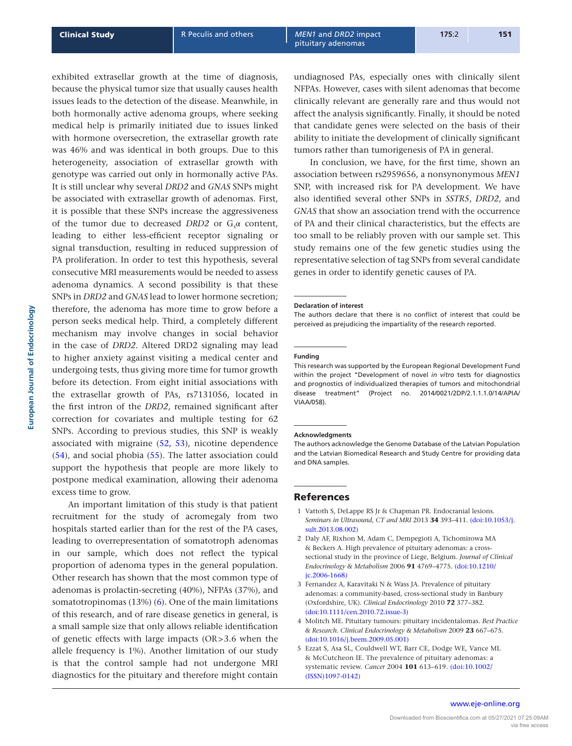exhibited extrasellar growth at the time of diagnosis, because the physical tumor size that usually causes health issues leads to the detection of the disease. Meanwhile, in both hormonally active adenoma groups, where seeking medical help is primarily initiated due to issues linked with hormone oversecretion, the extrasellar growth rate was 46% and was identical in both groups. Due to this heterogeneity, association of extrasellar growth with genotype was carried out only in hormonally active PAs. It is still unclear why several *DRD2* and *GNAS* SNPs might be associated with extrasellar growth of adenomas. First, it is possible that these SNPs increase the aggressiveness of the tumor due to decreased *DRD2* or $G_s\alpha$ content, leading to either less-efficient receptor signaling or signal transduction, resulting in reduced suppression of PA proliferation. In order to test this hypothesis, several consecutive MRI measurements would be needed to assess adenoma dynamics. A second possibility is that these SNPs in *DRD2* and *GNAS* lead to lower hormone secretion; therefore, the adenoma has more time to grow before a person seeks medical help. Third, a completely different mechanism may involve changes in social behavior in the case of *DRD2*. Altered DRD2 signaling may lead to higher anxiety against visiting a medical center and undergoing tests, thus giving more time for tumor growth before its detection. From eight initial associations with the extrasellar growth of PAs, rs7131056, located in the first intron of the *DRD2*, remained significant after correction for covariates and multiple testing for 62 SNPs. According to previous studies, this SNP is weakly associated with migraine (52, 53), nicotine dependence (54), and social phobia (55). The latter association could support the hypothesis that people are more likely to postpone medical examination, allowing their adenoma excess time to grow.

An important limitation of this study is that patient recruitment for the study of acromegaly from two hospitals started earlier than for the rest of the PA cases, leading to overrepresentation of somatotroph adenomas in our sample, which does not reflect the typical proportion of adenoma types in the general population. Other research has shown that the most common type of adenomas is prolactin-secreting (40%), NFPAs (37%), and somatotropinomas (13%) (6). One of the main limitations of this research, and of rare disease genetics in general, is a small sample size that only allows reliable identification of genetic effects with large impacts (OR>3.6 when the allele frequency is 1%). Another limitation of our study is that the control sample had not undergone MRI diagnostics for the pituitary and therefore might contain undiagnosed PAs, especially ones with clinically silent NFPAs. However, cases with silent adenomas that become clinically relevant are generally rare and thus would not affect the analysis significantly. Finally, it should be noted that candidate genes were selected on the basis of their ability to initiate the development of clinically significant tumors rather than tumorigenesis of PA in general.

In conclusion, we have, for the first time, shown an association between rs2959656, a nonsynonymous *MEN1* SNP, with increased risk for PA development. We have also identified several other SNPs in *SSTR5*, *DRD2*, and *GNAS* that show an association trend with the occurrence of PA and their clinical characteristics, but the effects are too small to be reliably proven with our sample set. This study remains one of the few genetic studies using the representative selection of tag SNPs from several candidate genes in order to identify genetic causes of PA.

#### Declaration of interest

The authors declare that there is no conflict of interest that could be perceived as prejudicing the impartiality of the research reported.

#### Funding

This research was supported by the European Regional Development Fund within the project "Development of novel *in vitro* tests for diagnostics and prognostics of individualized therapies of tumors and mitochondrial disease treatment" (Project no. 2014/0021/2DP/2.1.1.1.0/14/APIA/VIAA/058).

#### Acknowledgments

The authors acknowledge the Genome Database of the Latvian Population and the Latvian Biomedical Research and Study Centre for providing data and DNA samples.

## References

1. Vattoth S, DeLappe RS Jr & Chapman PR. Endocranial lesions. *Seminars in Ultrasound, CT and MRI* 2013 **34** 393–411. (doi:10.1053/j.sult.2013.08.002)
2. Daly AF, Rixhon M, Adam C, Dempegioti A, Tichomirowa MA & Beckers A. High prevalence of pituitary adenomas: a cross-sectional study in the province of Liege, Belgium. *Journal of Clinical Endocrinology & Metabolism* 2006 **91** 4769–4775. (doi:10.1210/jc.2006-1668)
3. Fernandez A, Karavitaki N & Wass JA. Prevalence of pituitary adenomas: a community-based, cross-sectional study in Banbury (Oxfordshire, UK). *Clinical Endocrinology* 2010 **72** 377–382. (doi:10.1111/cen.2010.72.issue-3)
4. Molitch ME. Pituitary tumours: pituitary incidentalomas. *Best Practice & Research. Clinical Endocrinology & Metabolism* 2009 **23** 667–675. (doi:10.1016/j.beem.2009.05.001)
5. Ezzat S, Asa SL, Couldwell WT, Barr CE, Dodge WE, Vance ML & McCutcheon IE. The prevalence of pituitary adenomas: a systematic review. *Cancer* 2004 **101** 613–619. (doi:10.1002/(ISSN)1097-0142)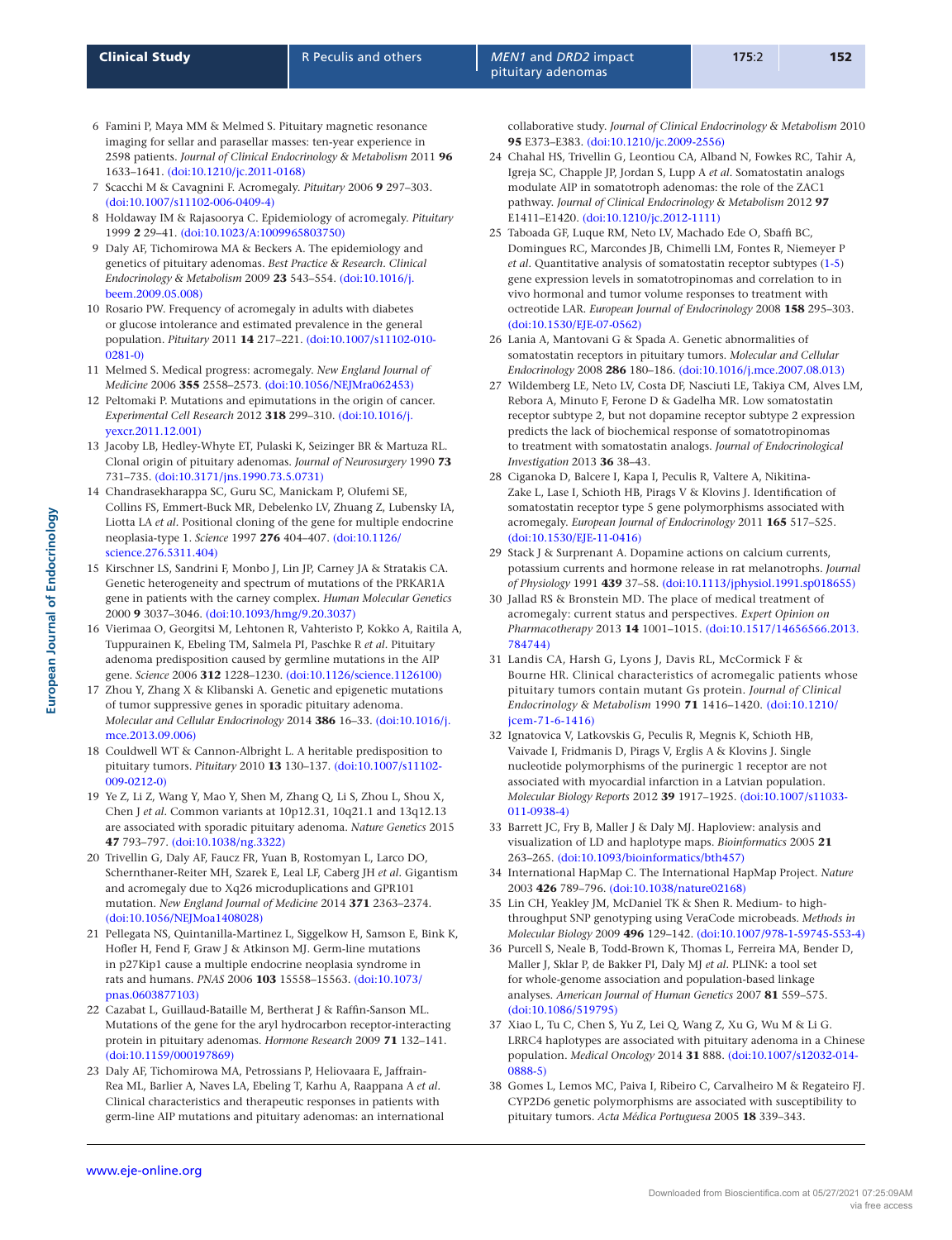6 Famini P, Maya MM & Melmed S. Pituitary magnetic resonance imaging for sellar and parasellar masses: ten-year experience in 2598 patients. *Journal of Clinical Endocrinology & Metabolism* 2011 **96** 1633–1641. (doi:10.1210/jc.2011-0168)

7 Scacchi M & Cavagnini F. Acromegaly. *Pituitary* 2006 **9** 297–303. (doi:10.1007/s11102-006-0409-4)

8 Holdaway IM & Rajasoorya C. Epidemiology of acromegaly. *Pituitary* 1999 **2** 29–41. (doi:10.1023/A:1009965803750)

9 Daly AF, Tichomirowa MA & Beckers A. The epidemiology and genetics of pituitary adenomas. *Best Practice & Research. Clinical Endocrinology & Metabolism* 2009 **23** 543–554. (doi:10.1016/j.beem.2009.05.008)

10 Rosario PW. Frequency of acromegaly in adults with diabetes or glucose intolerance and estimated prevalence in the general population. *Pituitary* 2011 **14** 217–221. (doi:10.1007/s11102-010-0281-0)

11 Melmed S. Medical progress: acromegaly. *New England Journal of Medicine* 2006 **355** 2558–2573. (doi:10.1056/NEJMra062453)

12 Peltomaki P. Mutations and epimutations in the origin of cancer. *Experimental Cell Research* 2012 **318** 299–310. (doi:10.1016/j.yexcr.2011.12.001)

13 Jacoby LB, Hedley-Whyte ET, Pulaski K, Seizinger BR & Martuza RL. Clonal origin of pituitary adenomas. *Journal of Neurosurgery* 1990 **73** 731–735. (doi:10.3171/jns.1990.73.5.0731)

14 Chandrasekharappa SC, Guru SC, Manickam P, Olufemi SE, Collins FS, Emmert-Buck MR, Debelenko LV, Zhuang Z, Lubensky IA, Liotta LA *et al*. Positional cloning of the gene for multiple endocrine neoplasia-type 1. *Science* 1997 **276** 404–407. (doi:10.1126/science.276.5311.404)

15 Kirschner LS, Sandrini F, Monbo J, Lin JP, Carney JA & Stratakis CA. Genetic heterogeneity and spectrum of mutations of the PRKAR1A gene in patients with the carney complex. *Human Molecular Genetics* 2000 **9** 3037–3046. (doi:10.1093/hmg/9.20.3037)

16 Vierimaa O, Georgitsi M, Lehtonen R, Vahteristo P, Kokko A, Raitila A, Tuppurainen K, Ebeling TM, Salmela PI, Paschke R *et al*. Pituitary adenoma predisposition caused by germline mutations in the AIP gene. *Science* 2006 **312** 1228–1230. (doi:10.1126/science.1126100)

17 Zhou Y, Zhang X & Klibanski A. Genetic and epigenetic mutations of tumor suppressive genes in sporadic pituitary adenoma. *Molecular and Cellular Endocrinology* 2014 **386** 16–33. (doi:10.1016/j.mce.2013.09.006)

18 Couldwell WT & Cannon-Albright L. A heritable predisposition to pituitary tumors. *Pituitary* 2010 **13** 130–137. (doi:10.1007/s11102-009-0212-0)

19 Ye Z, Li Z, Wang Y, Mao Y, Shen M, Zhang Q, Li S, Zhou L, Shou X, Chen J *et al*. Common variants at 10p12.31, 10q21.1 and 13q12.13 are associated with sporadic pituitary adenoma. *Nature Genetics* 2015 **47** 793–797. (doi:10.1038/ng.3322)

20 Trivellin G, Daly AF, Faucz FR, Yuan B, Rostomyan L, Larco DO, Schernthaner-Reiter MH, Szarek E, Leal LF, Caberg JH *et al*. Gigantism and acromegaly due to Xq26 microduplications and GPR101 mutation. *New England Journal of Medicine* 2014 **371** 2363–2374. (doi:10.1056/NEJMoa1408028)

21 Pellegata NS, Quintanilla-Martinez L, Siggelkow H, Samson E, Bink K, Hofler H, Fend F, Graw J & Atkinson MJ. Germ-line mutations in p27Kip1 cause a multiple endocrine neoplasia syndrome in rats and humans. *PNAS* 2006 **103** 15558–15563. (doi:10.1073/pnas.0603877103)

22 Cazabat L, Guillaud-Bataille M, Bertherat J & Raffin-Sanson ML. Mutations of the gene for the aryl hydrocarbon receptor-interacting protein in pituitary adenomas. *Hormone Research* 2009 **71** 132–141. (doi:10.1159/000197869)

23 Daly AF, Tichomirowa MA, Petrossians P, Heliovaara E, Jaffrain-Rea ML, Barlier A, Naves LA, Ebeling T, Karhu A, Raappana A *et al*. Clinical characteristics and therapeutic responses in patients with germ-line AIP mutations and pituitary adenomas: an international collaborative study. *Journal of Clinical Endocrinology & Metabolism* 2010 **95** E373–E383. (doi:10.1210/jc.2009-2556)

24 Chahal HS, Trivellin G, Leontiou CA, Alband N, Fowkes RC, Tahir A, Igreja SC, Chapple JP, Jordan S, Lupp A *et al*. Somatostatin analogs modulate AIP in somatotroph adenomas: the role of the ZAC1 pathway. *Journal of Clinical Endocrinology & Metabolism* 2012 **97** E1411–E1420. (doi:10.1210/jc.2012-1111)

25 Taboada GF, Luque RM, Neto LV, Machado Ede O, Sbaffi BC, Domingues RC, Marcondes JB, Chimelli LM, Fontes R, Niemeyer P *et al*. Quantitative analysis of somatostatin receptor subtypes (1-5) gene expression levels in somatotropinomas and correlation to in vivo hormonal and tumor volume responses to treatment with octreotide LAR. *European Journal of Endocrinology* 2008 **158** 295–303. (doi:10.1530/EJE-07-0562)

26 Lania A, Mantovani G & Spada A. Genetic abnormalities of somatostatin receptors in pituitary tumors. *Molecular and Cellular Endocrinology* 2008 **286** 180–186. (doi:10.1016/j.mce.2007.08.013)

27 Wildemberg LE, Neto LV, Costa DF, Nasciuti LE, Takiya CM, Alves LM, Rebora A, Minuto F, Ferone D & Gadelha MR. Low somatostatin receptor subtype 2, but not dopamine receptor subtype 2 expression predicts the lack of biochemical response of somatotropinomas to treatment with somatostatin analogs. *Journal of Endocrinological Investigation* 2013 **36** 38–43.

28 Ciganoka D, Balcere I, Kapa I, Peculis R, Valtere A, Nikitina-Zake L, Lase I, Schioth HB, Pirags V & Klovins J. Identification of somatostatin receptor type 5 gene polymorphisms associated with acromegaly. *European Journal of Endocrinology* 2011 **165** 517–525. (doi:10.1530/EJE-11-0416)

29 Stack J & Surprenant A. Dopamine actions on calcium currents, potassium currents and hormone release in rat melanotrophs. *Journal of Physiology* 1991 **439** 37–58. (doi:10.1113/jphysiol.1991.sp018655)

30 Jallad RS & Bronstein MD. The place of medical treatment of acromegaly: current status and perspectives. *Expert Opinion on Pharmacotherapy* 2013 **14** 1001–1015. (doi:10.1517/14656566.2013.784744)

31 Landis CA, Harsh G, Lyons J, Davis RL, McCormick F & Bourne HR. Clinical characteristics of acromegalic patients whose pituitary tumors contain mutant Gs protein. *Journal of Clinical Endocrinology & Metabolism* 1990 **71** 1416–1420. (doi:10.1210/jcem-71-6-1416)

32 Ignatovica V, Latkovskis G, Peculis R, Megnis K, Schioth HB, Vaivade I, Fridmanis D, Pirags V, Erglis A & Klovins J. Single nucleotide polymorphisms of the purinergic 1 receptor are not associated with myocardial infarction in a Latvian population. *Molecular Biology Reports* 2012 **39** 1917–1925. (doi:10.1007/s11033-011-0938-4)

33 Barrett JC, Fry B, Maller J & Daly MJ. Haploview: analysis and visualization of LD and haplotype maps. *Bioinformatics* 2005 **21** 263–265. (doi:10.1093/bioinformatics/bth457)

34 International HapMap C. The International HapMap Project. *Nature* 2003 **426** 789–796. (doi:10.1038/nature02168)

35 Lin CH, Yeakley JM, McDaniel TK & Shen R. Medium- to high-throughput SNP genotyping using VeraCode microbeads. *Methods in Molecular Biology* 2009 **496** 129–142. (doi:10.1007/978-1-59745-553-4)

36 Purcell S, Neale B, Todd-Brown K, Thomas L, Ferreira MA, Bender D, Maller J, Sklar P, de Bakker PI, Daly MJ *et al*. PLINK: a tool set for whole-genome association and population-based linkage analyses. *American Journal of Human Genetics* 2007 **81** 559–575. (doi:10.1086/519795)

37 Xiao L, Tu C, Chen S, Yu Z, Lei Q, Wang Z, Xu G, Wu M & Li G. LRRC4 haplotypes are associated with pituitary adenoma in a Chinese population. *Medical Oncology* 2014 **31** 888. (doi:10.1007/s12032-014-0888-5)

38 Gomes L, Lemos MC, Paiva I, Ribeiro C, Carvalheiro M & Regateiro FJ. CYP2D6 genetic polymorphisms are associated with susceptibility to pituitary tumors. *Acta Médica Portuguesa* 2005 **18** 339–343.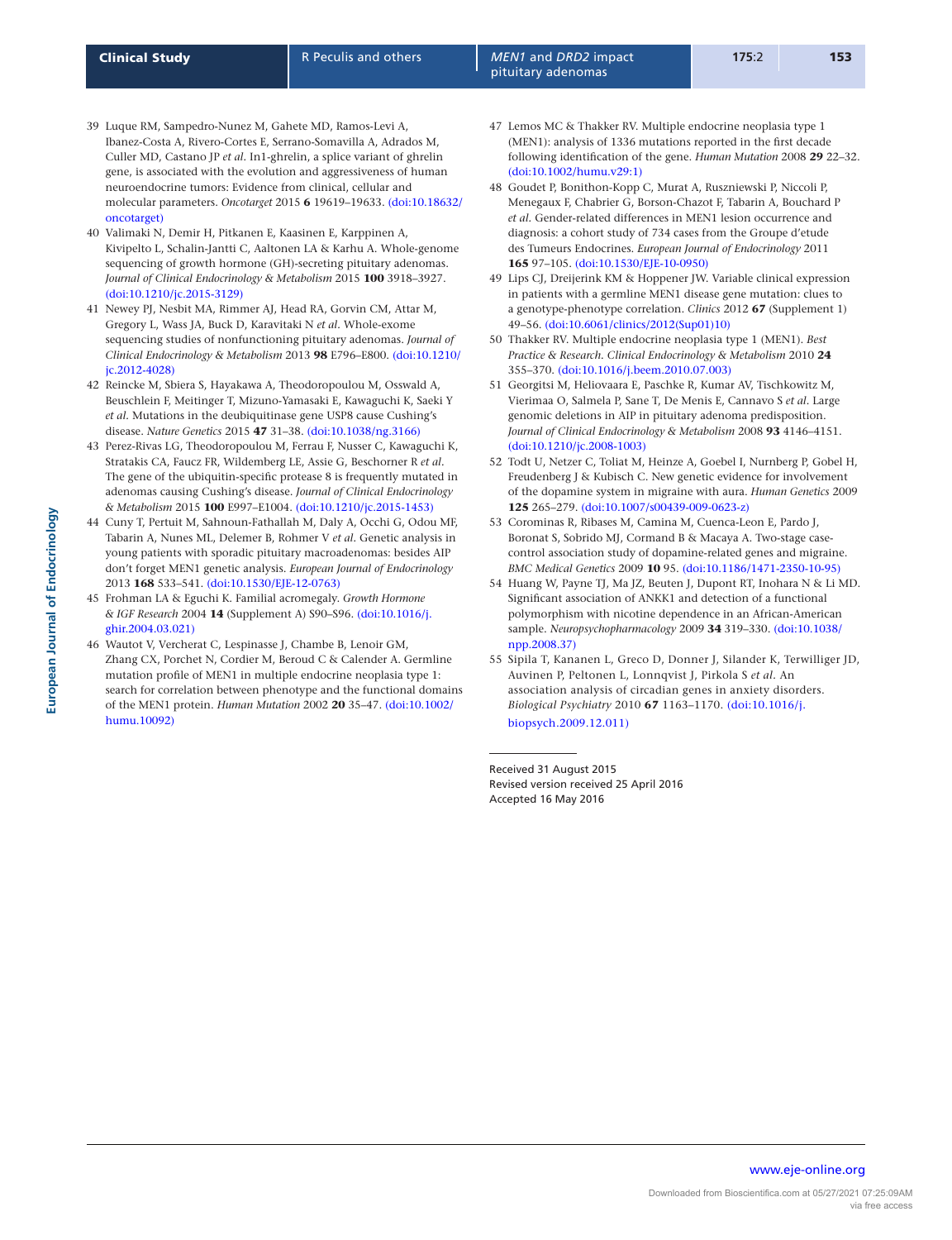39 Luque RM, Sampedro-Nunez M, Gahete MD, Ramos-Levi A, Ibanez-Costa A, Rivero-Cortes E, Serrano-Somavilla A, Adrados M, Culler MD, Castano JP *et al*. In1-ghrelin, a splice variant of ghrelin gene, is associated with the evolution and aggressiveness of human neuroendocrine tumors: Evidence from clinical, cellular and molecular parameters. *Oncotarget* 2015 **6** 19619–19633. (doi:10.18632/oncotarget)

40 Valimaki N, Demir H, Pitkanen E, Kaasinen E, Karppinen A, Kivipelto L, Schalin-Jantti C, Aaltonen LA & Karhu A. Whole-genome sequencing of growth hormone (GH)-secreting pituitary adenomas. *Journal of Clinical Endocrinology & Metabolism* 2015 **100** 3918–3927. (doi:10.1210/jc.2015-3129)

41 Newey PJ, Nesbit MA, Rimmer AJ, Head RA, Gorvin CM, Attar M, Gregory L, Wass JA, Buck D, Karavitaki N *et al*. Whole-exome sequencing studies of nonfunctioning pituitary adenomas. *Journal of Clinical Endocrinology & Metabolism* 2013 **98** E796–E800. (doi:10.1210/jc.2012-4028)

42 Reincke M, Sbiera S, Hayakawa A, Theodoropoulou M, Osswald A, Beuschlein F, Meitinger T, Mizuno-Yamasaki E, Kawaguchi K, Saeki Y *et al*. Mutations in the deubiquitinase gene USP8 cause Cushing's disease. *Nature Genetics* 2015 **47** 31–38. (doi:10.1038/ng.3166)

43 Perez-Rivas LG, Theodoropoulou M, Ferrau F, Nusser C, Kawaguchi K, Stratakis CA, Faucz FR, Wildemberg LE, Assie G, Beschorner R *et al*. The gene of the ubiquitin-specific protease 8 is frequently mutated in adenomas causing Cushing's disease. *Journal of Clinical Endocrinology & Metabolism* 2015 **100** E997–E1004. (doi:10.1210/jc.2015-1453)

44 Cuny T, Pertuit M, Sahnoun-Fathallah M, Daly A, Occhi G, Odou MF, Tabarin A, Nunes ML, Delemer B, Rohmer V *et al*. Genetic analysis in young patients with sporadic pituitary macroadenomas: besides AIP don't forget MEN1 genetic analysis. *European Journal of Endocrinology* 2013 **168** 533–541. (doi:10.1530/EJE-12-0763)

45 Frohman LA & Eguchi K. Familial acromegaly. *Growth Hormone & IGF Research* 2004 **14** (Supplement A) S90–S96. (doi:10.1016/j.ghir.2004.03.021)

46 Wautot V, Vercherat C, Lespinasse J, Chambe B, Lenoir GM, Zhang CX, Porchet N, Cordier M, Beroud C & Calender A. Germline mutation profile of MEN1 in multiple endocrine neoplasia type 1: search for correlation between phenotype and the functional domains of the MEN1 protein. *Human Mutation* 2002 **20** 35–47. (doi:10.1002/humu.10092)

47 Lemos MC & Thakker RV. Multiple endocrine neoplasia type 1 (MEN1): analysis of 1336 mutations reported in the first decade following identification of the gene. *Human Mutation* 2008 **29** 22–32. (doi:10.1002/humu.v29:1)

48 Goudet P, Bonithon-Kopp C, Murat A, Ruszniewski P, Niccoli P, Menegaux F, Chabrier G, Borson-Chazot F, Tabarin A, Bouchard P *et al*. Gender-related differences in MEN1 lesion occurrence and diagnosis: a cohort study of 734 cases from the Groupe d'etude des Tumeurs Endocrines. *European Journal of Endocrinology* 2011 **165** 97–105. (doi:10.1530/EJE-10-0950)

49 Lips CJ, Dreijerink KM & Hoppener JW. Variable clinical expression in patients with a germline MEN1 disease gene mutation: clues to a genotype-phenotype correlation. *Clinics* 2012 **67** (Supplement 1) 49–56. (doi:10.6061/clinics/2012(Sup01)10)

50 Thakker RV. Multiple endocrine neoplasia type 1 (MEN1). *Best Practice & Research. Clinical Endocrinology & Metabolism* 2010 **24** 355–370. (doi:10.1016/j.beem.2010.07.003)

51 Georgitsi M, Heliovaara E, Paschke R, Kumar AV, Tischkowitz M, Vierimaa O, Salmela P, Sane T, De Menis E, Cannavo S *et al*. Large genomic deletions in AIP in pituitary adenoma predisposition. *Journal of Clinical Endocrinology & Metabolism* 2008 **93** 4146–4151. (doi:10.1210/jc.2008-1003)

52 Todt U, Netzer C, Toliat M, Heinze A, Goebel I, Nurnberg P, Gobel H, Freudenberg J & Kubisch C. New genetic evidence for involvement of the dopamine system in migraine with aura. *Human Genetics* 2009 **125** 265–279. (doi:10.1007/s00439-009-0623-z)

53 Corominas R, Ribases M, Camina M, Cuenca-Leon E, Pardo J, Boronat S, Sobrido MJ, Cormand B & Macaya A. Two-stage case-control association study of dopamine-related genes and migraine. *BMC Medical Genetics* 2009 **10** 95. (doi:10.1186/1471-2350-10-95)

54 Huang W, Payne TJ, Ma JZ, Beuten J, Dupont RT, Inohara N & Li MD. Significant association of ANKK1 and detection of a functional polymorphism with nicotine dependence in an African-American sample. *Neuropsychopharmacology* 2009 **34** 319–330. (doi:10.1038/npp.2008.37)

55 Sipila T, Kananen L, Greco D, Donner J, Silander K, Terwilliger JD, Auvinen P, Peltonen L, Lonnqvist J, Pirkola S *et al*. An association analysis of circadian genes in anxiety disorders. *Biological Psychiatry* 2010 **67** 1163–1170. (doi:10.1016/j.biopsych.2009.12.011)

---

Received 31 August 2015
Revised version received 25 April 2016
Accepted 16 May 2016